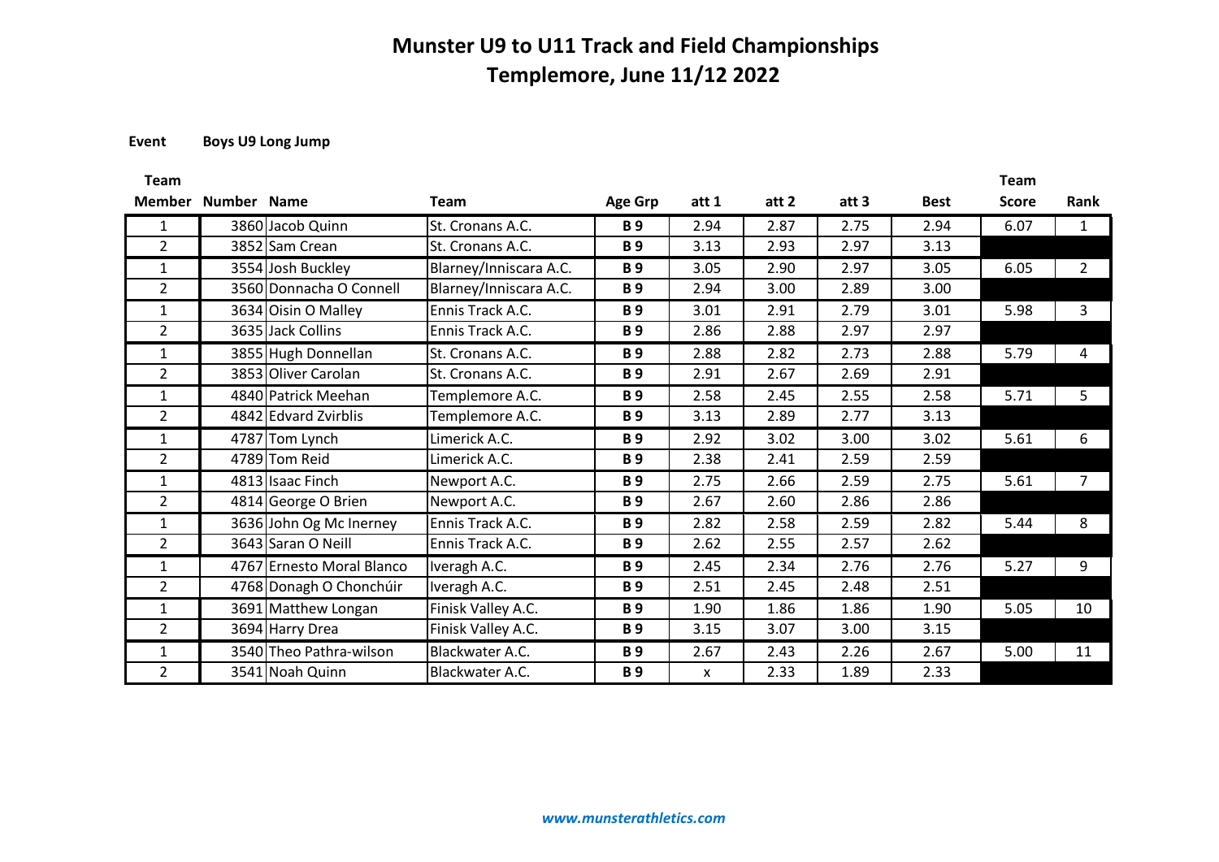# Munster U9 to U11 Track and Field Championships
## Templemore, June 11/12 2022

**Event** **Boys U9 Long Jump**

| Team Member | Number | Name | Team | Age Grp | att 1 | att 2 | att 3 | Best | Team Score | Rank |
|---|---|---|---|---|---|---|---|---|---|---|
| 1 | 3860 | Jacob Quinn | St. Cronans A.C. | **B 9** | 2.94 | 2.87 | 2.75 | 2.94 | 6.07 | 1 |
| 2 | 3852 | Sam Crean | St. Cronans A.C. | **B 9** | 3.13 | 2.93 | 2.97 | 3.13 | | |
| 1 | 3554 | Josh Buckley | Blarney/Inniscara A.C. | **B 9** | 3.05 | 2.90 | 2.97 | 3.05 | 6.05 | 2 |
| 2 | 3560 | Donnacha O Connell | Blarney/Inniscara A.C. | **B 9** | 2.94 | 3.00 | 2.89 | 3.00 | | |
| 1 | 3634 | Oisin O Malley | Ennis Track A.C. | **B 9** | 3.01 | 2.91 | 2.79 | 3.01 | 5.98 | 3 |
| 2 | 3635 | Jack Collins | Ennis Track A.C. | **B 9** | 2.86 | 2.88 | 2.97 | 2.97 | | |
| 1 | 3855 | Hugh Donnellan | St. Cronans A.C. | **B 9** | 2.88 | 2.82 | 2.73 | 2.88 | 5.79 | 4 |
| 2 | 3853 | Oliver Carolan | St. Cronans A.C. | **B 9** | 2.91 | 2.67 | 2.69 | 2.91 | | |
| 1 | 4840 | Patrick Meehan | Templemore A.C. | **B 9** | 2.58 | 2.45 | 2.55 | 2.58 | 5.71 | 5 |
| 2 | 4842 | Edvard Zvirblis | Templemore A.C. | **B 9** | 3.13 | 2.89 | 2.77 | 3.13 | | |
| 1 | 4787 | Tom Lynch | Limerick A.C. | **B 9** | 2.92 | 3.02 | 3.00 | 3.02 | 5.61 | 6 |
| 2 | 4789 | Tom Reid | Limerick A.C. | **B 9** | 2.38 | 2.41 | 2.59 | 2.59 | | |
| 1 | 4813 | Isaac Finch | Newport A.C. | **B 9** | 2.75 | 2.66 | 2.59 | 2.75 | 5.61 | 7 |
| 2 | 4814 | George O Brien | Newport A.C. | **B 9** | 2.67 | 2.60 | 2.86 | 2.86 | | |
| 1 | 3636 | John Og Mc Inerney | Ennis Track A.C. | **B 9** | 2.82 | 2.58 | 2.59 | 2.82 | 5.44 | 8 |
| 2 | 3643 | Saran O Neill | Ennis Track A.C. | **B 9** | 2.62 | 2.55 | 2.57 | 2.62 | | |
| 1 | 4767 | Ernesto Moral Blanco | Iveragh A.C. | **B 9** | 2.45 | 2.34 | 2.76 | 2.76 | 5.27 | 9 |
| 2 | 4768 | Donagh O Chonchúir | Iveragh A.C. | **B 9** | 2.51 | 2.45 | 2.48 | 2.51 | | |
| 1 | 3691 | Matthew Longan | Finisk Valley A.C. | **B 9** | 1.90 | 1.86 | 1.86 | 1.90 | 5.05 | 10 |
| 2 | 3694 | Harry Drea | Finisk Valley A.C. | **B 9** | 3.15 | 3.07 | 3.00 | 3.15 | | |
| 1 | 3540 | Theo Pathra-wilson | Blackwater A.C. | **B 9** | 2.67 | 2.43 | 2.26 | 2.67 | 5.00 | 11 |
| 2 | 3541 | Noah Quinn | Blackwater A.C. | **B 9** | x | 2.33 | 1.89 | 2.33 | | |

*www.munsterathletics.com*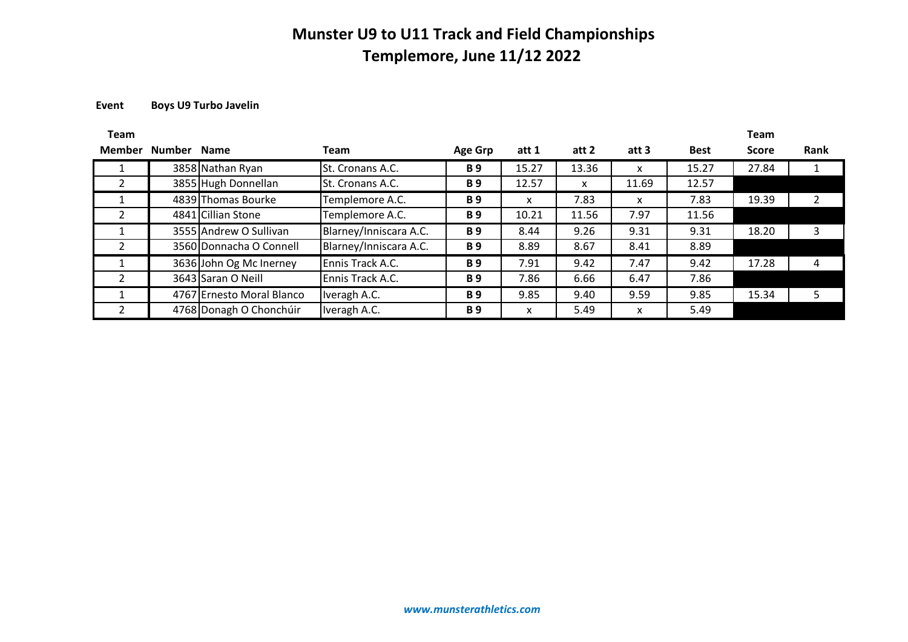# Munster U9 to U11 Track and Field Championships
## Templemore, June 11/12 2022

**Event** **Boys U9 Turbo Javelin**

| Team Member | Number | Name | Team | Age Grp | att 1 | att 2 | att 3 | Best | Team Score | Rank |
|---|---|---|---|---|---|---|---|---|---|---|
| 1 | 3858 | Nathan Ryan | St. Cronans A.C. | B 9 | 15.27 | 13.36 | x | 15.27 | 27.84 | 1 |
| 2 | 3855 | Hugh Donnellan | St. Cronans A.C. | B 9 | 12.57 | x | 11.69 | 12.57 | | |
| 1 | 4839 | Thomas Bourke | Templemore A.C. | B 9 | x | 7.83 | x | 7.83 | 19.39 | 2 |
| 2 | 4841 | Cillian Stone | Templemore A.C. | B 9 | 10.21 | 11.56 | 7.97 | 11.56 | | |
| 1 | 3555 | Andrew O Sullivan | Blarney/Inniscara A.C. | B 9 | 8.44 | 9.26 | 9.31 | 9.31 | 18.20 | 3 |
| 2 | 3560 | Donnacha O Connell | Blarney/Inniscara A.C. | B 9 | 8.89 | 8.67 | 8.41 | 8.89 | | |
| 1 | 3636 | John Og Mc Inerney | Ennis Track A.C. | B 9 | 7.91 | 9.42 | 7.47 | 9.42 | 17.28 | 4 |
| 2 | 3643 | Saran O Neill | Ennis Track A.C. | B 9 | 7.86 | 6.66 | 6.47 | 7.86 | | |
| 1 | 4767 | Ernesto Moral Blanco | Iveragh A.C. | B 9 | 9.85 | 9.40 | 9.59 | 9.85 | 15.34 | 5 |
| 2 | 4768 | Donagh O Chonchúir | Iveragh A.C. | B 9 | x | 5.49 | x | 5.49 | | |

*www.munsterathletics.com*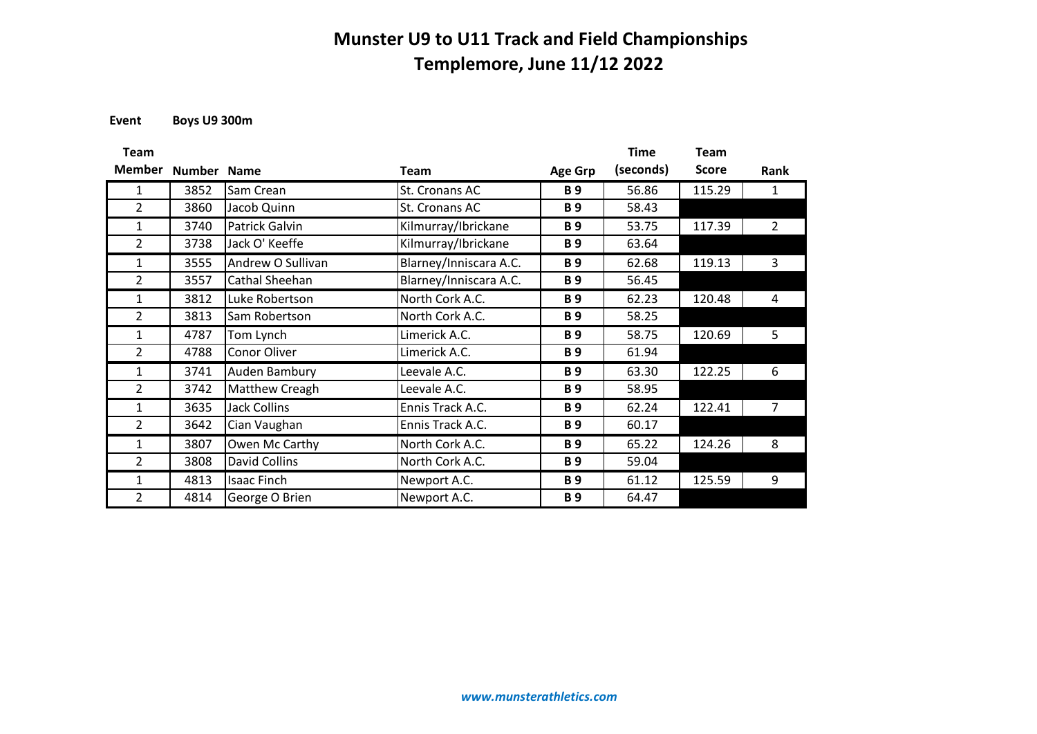# Munster U9 to U11 Track and Field Championships
## Templemore, June 11/12 2022

**Event** **Boys U9 300m**

| Team Member | Number | Name | Team | Age Grp | Time (seconds) | Team Score | Rank |
|---|---|---|---|---|---|---|---|
| 1 | 3852 | Sam Crean | St. Cronans AC | B 9 | 56.86 | 115.29 | 1 |
| 2 | 3860 | Jacob Quinn | St. Cronans AC | B 9 | 58.43 | | |
| 1 | 3740 | Patrick Galvin | Kilmurray/Ibrickane | B 9 | 53.75 | 117.39 | 2 |
| 2 | 3738 | Jack O' Keeffe | Kilmurray/Ibrickane | B 9 | 63.64 | | |
| 1 | 3555 | Andrew O Sullivan | Blarney/Inniscara A.C. | B 9 | 62.68 | 119.13 | 3 |
| 2 | 3557 | Cathal Sheehan | Blarney/Inniscara A.C. | B 9 | 56.45 | | |
| 1 | 3812 | Luke Robertson | North Cork A.C. | B 9 | 62.23 | 120.48 | 4 |
| 2 | 3813 | Sam Robertson | North Cork A.C. | B 9 | 58.25 | | |
| 1 | 4787 | Tom Lynch | Limerick A.C. | B 9 | 58.75 | 120.69 | 5 |
| 2 | 4788 | Conor Oliver | Limerick A.C. | B 9 | 61.94 | | |
| 1 | 3741 | Auden Bambury | Leevale A.C. | B 9 | 63.30 | 122.25 | 6 |
| 2 | 3742 | Matthew Creagh | Leevale A.C. | B 9 | 58.95 | | |
| 1 | 3635 | Jack Collins | Ennis Track A.C. | B 9 | 62.24 | 122.41 | 7 |
| 2 | 3642 | Cian Vaughan | Ennis Track A.C. | B 9 | 60.17 | | |
| 1 | 3807 | Owen Mc Carthy | North Cork A.C. | B 9 | 65.22 | 124.26 | 8 |
| 2 | 3808 | David Collins | North Cork A.C. | B 9 | 59.04 | | |
| 1 | 4813 | Isaac Finch | Newport A.C. | B 9 | 61.12 | 125.59 | 9 |
| 2 | 4814 | George O Brien | Newport A.C. | B 9 | 64.47 | | |

*www.munsterathletics.com*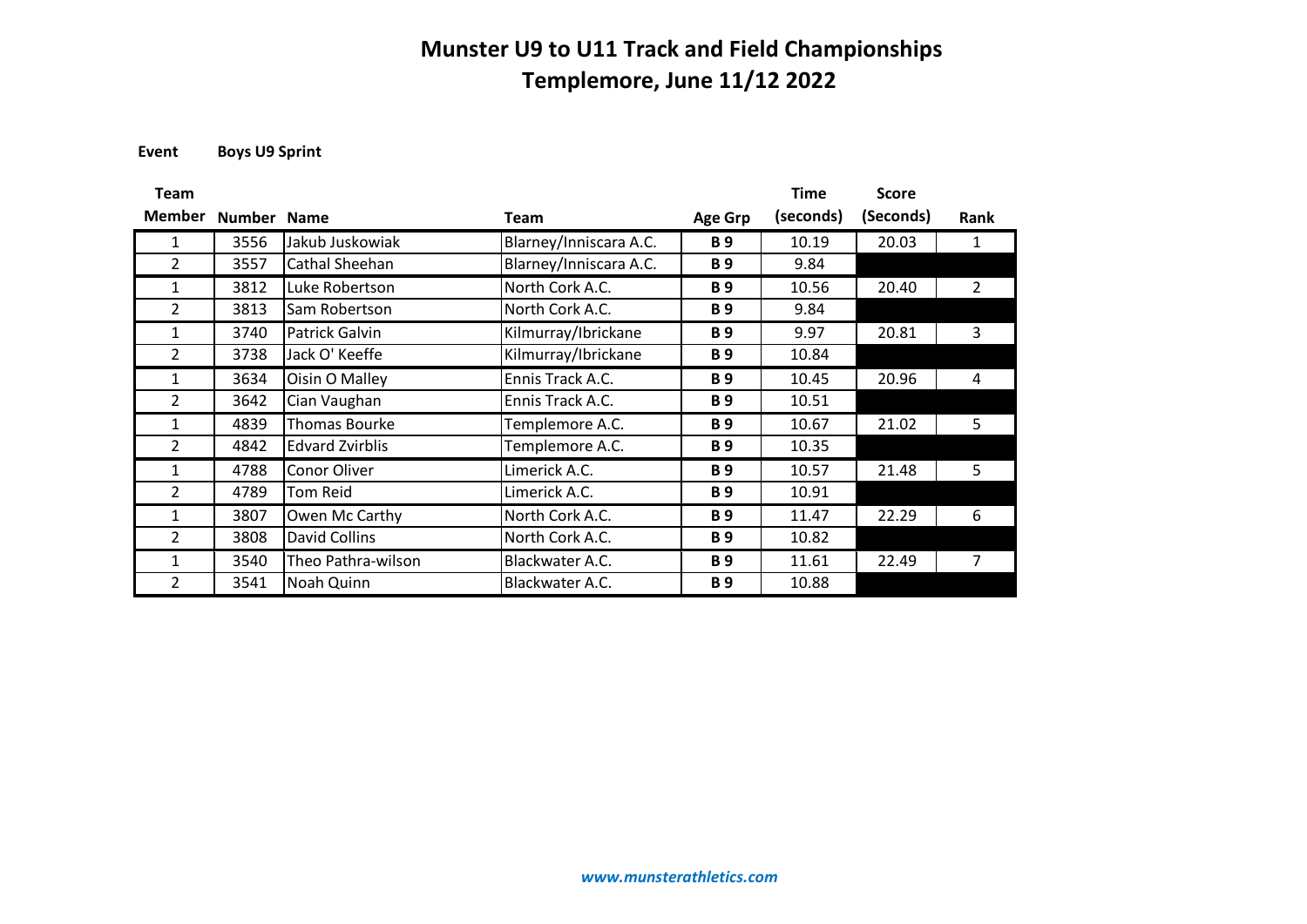# Munster U9 to U11 Track and Field Championships
## Templemore, June 11/12 2022

**Event** **Boys U9 Sprint**

| Team Member | Number | Name | Team | Age Grp | Time (seconds) | Score (Seconds) | Rank |
|---|---|---|---|---|---|---|---|
| 1 | 3556 | Jakub Juskowiak | Blarney/Inniscara A.C. | **B 9** | 10.19 | 20.03 | 1 |
| 2 | 3557 | Cathal Sheehan | Blarney/Inniscara A.C. | **B 9** | 9.84 | | |
| 1 | 3812 | Luke Robertson | North Cork A.C. | **B 9** | 10.56 | 20.40 | 2 |
| 2 | 3813 | Sam Robertson | North Cork A.C. | **B 9** | 9.84 | | |
| 1 | 3740 | Patrick Galvin | Kilmurray/Ibrickane | **B 9** | 9.97 | 20.81 | 3 |
| 2 | 3738 | Jack O' Keeffe | Kilmurray/Ibrickane | **B 9** | 10.84 | | |
| 1 | 3634 | Oisin O Malley | Ennis Track A.C. | **B 9** | 10.45 | 20.96 | 4 |
| 2 | 3642 | Cian Vaughan | Ennis Track A.C. | **B 9** | 10.51 | | |
| 1 | 4839 | Thomas Bourke | Templemore A.C. | **B 9** | 10.67 | 21.02 | 5 |
| 2 | 4842 | Edvard Zvirblis | Templemore A.C. | **B 9** | 10.35 | | |
| 1 | 4788 | Conor Oliver | Limerick A.C. | **B 9** | 10.57 | 21.48 | 5 |
| 2 | 4789 | Tom Reid | Limerick A.C. | **B 9** | 10.91 | | |
| 1 | 3807 | Owen Mc Carthy | North Cork A.C. | **B 9** | 11.47 | 22.29 | 6 |
| 2 | 3808 | David Collins | North Cork A.C. | **B 9** | 10.82 | | |
| 1 | 3540 | Theo Pathra-wilson | Blackwater A.C. | **B 9** | 11.61 | 22.49 | 7 |
| 2 | 3541 | Noah Quinn | Blackwater A.C. | **B 9** | 10.88 | | |

***www.munsterathletics.com***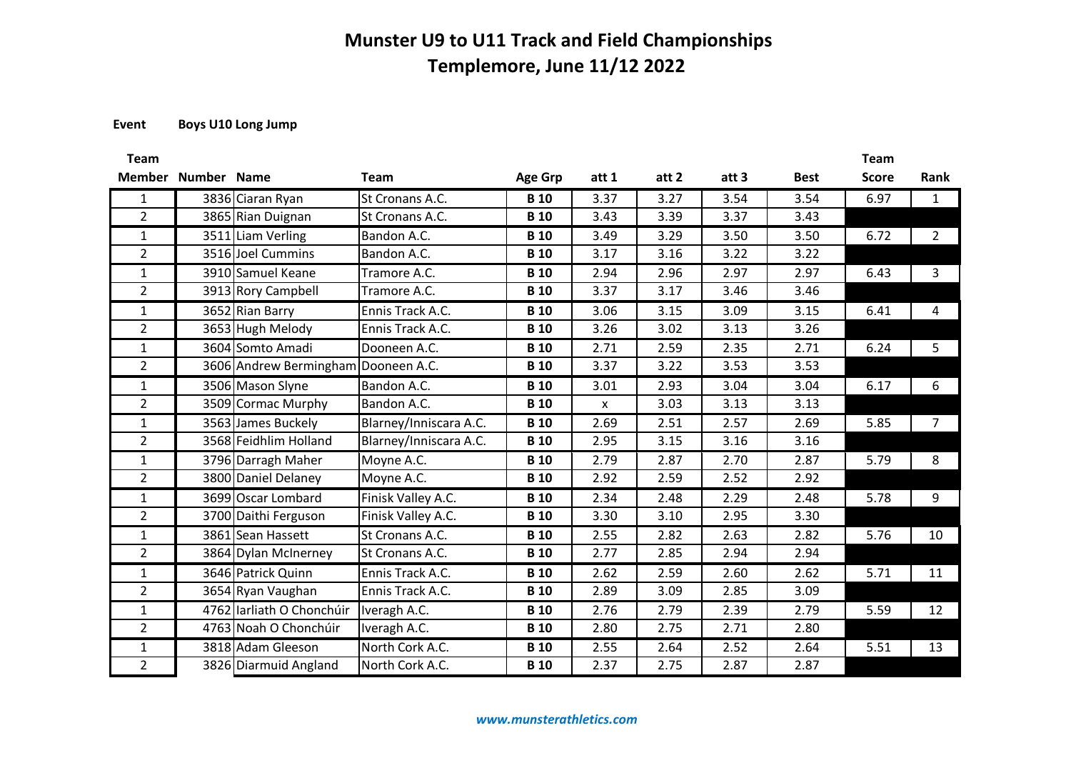# Munster U9 to U11 Track and Field Championships

## Templemore, June 11/12 2022

**Event** **Boys U10 Long Jump**

| Team Member | Number | Name | Team | Age Grp | att 1 | att 2 | att 3 | Best | Team Score | Rank |
|---|---|---|---|---|---|---|---|---|---|---|
| 1 | 3836 | Ciaran Ryan | St Cronans A.C. | **B 10** | 3.37 | 3.27 | 3.54 | 3.54 | 6.97 | 1 |
| 2 | 3865 | Rian Duignan | St Cronans A.C. | **B 10** | 3.43 | 3.39 | 3.37 | 3.43 | | |
| 1 | 3511 | Liam Verling | Bandon A.C. | **B 10** | 3.49 | 3.29 | 3.50 | 3.50 | 6.72 | 2 |
| 2 | 3516 | Joel Cummins | Bandon A.C. | **B 10** | 3.17 | 3.16 | 3.22 | 3.22 | | |
| 1 | 3910 | Samuel Keane | Tramore A.C. | **B 10** | 2.94 | 2.96 | 2.97 | 2.97 | 6.43 | 3 |
| 2 | 3913 | Rory Campbell | Tramore A.C. | **B 10** | 3.37 | 3.17 | 3.46 | 3.46 | | |
| 1 | 3652 | Rian Barry | Ennis Track A.C. | **B 10** | 3.06 | 3.15 | 3.09 | 3.15 | 6.41 | 4 |
| 2 | 3653 | Hugh Melody | Ennis Track A.C. | **B 10** | 3.26 | 3.02 | 3.13 | 3.26 | | |
| 1 | 3604 | Somto Amadi | Dooneen A.C. | **B 10** | 2.71 | 2.59 | 2.35 | 2.71 | 6.24 | 5 |
| 2 | 3606 | Andrew Bermingham | Dooneen A.C. | **B 10** | 3.37 | 3.22 | 3.53 | 3.53 | | |
| 1 | 3506 | Mason Slyne | Bandon A.C. | **B 10** | 3.01 | 2.93 | 3.04 | 3.04 | 6.17 | 6 |
| 2 | 3509 | Cormac Murphy | Bandon A.C. | **B 10** | x | 3.03 | 3.13 | 3.13 | | |
| 1 | 3563 | James Buckely | Blarney/Inniscara A.C. | **B 10** | 2.69 | 2.51 | 2.57 | 2.69 | 5.85 | 7 |
| 2 | 3568 | Feidhlim Holland | Blarney/Inniscara A.C. | **B 10** | 2.95 | 3.15 | 3.16 | 3.16 | | |
| 1 | 3796 | Darragh Maher | Moyne A.C. | **B 10** | 2.79 | 2.87 | 2.70 | 2.87 | 5.79 | 8 |
| 2 | 3800 | Daniel Delaney | Moyne A.C. | **B 10** | 2.92 | 2.59 | 2.52 | 2.92 | | |
| 1 | 3699 | Oscar Lombard | Finisk Valley A.C. | **B 10** | 2.34 | 2.48 | 2.29 | 2.48 | 5.78 | 9 |
| 2 | 3700 | Daithi Ferguson | Finisk Valley A.C. | **B 10** | 3.30 | 3.10 | 2.95 | 3.30 | | |
| 1 | 3861 | Sean Hassett | St Cronans A.C. | **B 10** | 2.55 | 2.82 | 2.63 | 2.82 | 5.76 | 10 |
| 2 | 3864 | Dylan McInerney | St Cronans A.C. | **B 10** | 2.77 | 2.85 | 2.94 | 2.94 | | |
| 1 | 3646 | Patrick Quinn | Ennis Track A.C. | **B 10** | 2.62 | 2.59 | 2.60 | 2.62 | 5.71 | 11 |
| 2 | 3654 | Ryan Vaughan | Ennis Track A.C. | **B 10** | 2.89 | 3.09 | 2.85 | 3.09 | | |
| 1 | 4762 | Iarliath O Chonchúir | Iveragh A.C. | **B 10** | 2.76 | 2.79 | 2.39 | 2.79 | 5.59 | 12 |
| 2 | 4763 | Noah O Chonchúir | Iveragh A.C. | **B 10** | 2.80 | 2.75 | 2.71 | 2.80 | | |
| 1 | 3818 | Adam Gleeson | North Cork A.C. | **B 10** | 2.55 | 2.64 | 2.52 | 2.64 | 5.51 | 13 |
| 2 | 3826 | Diarmuid Angland | North Cork A.C. | **B 10** | 2.37 | 2.75 | 2.87 | 2.87 | | |

*www.munsterathletics.com*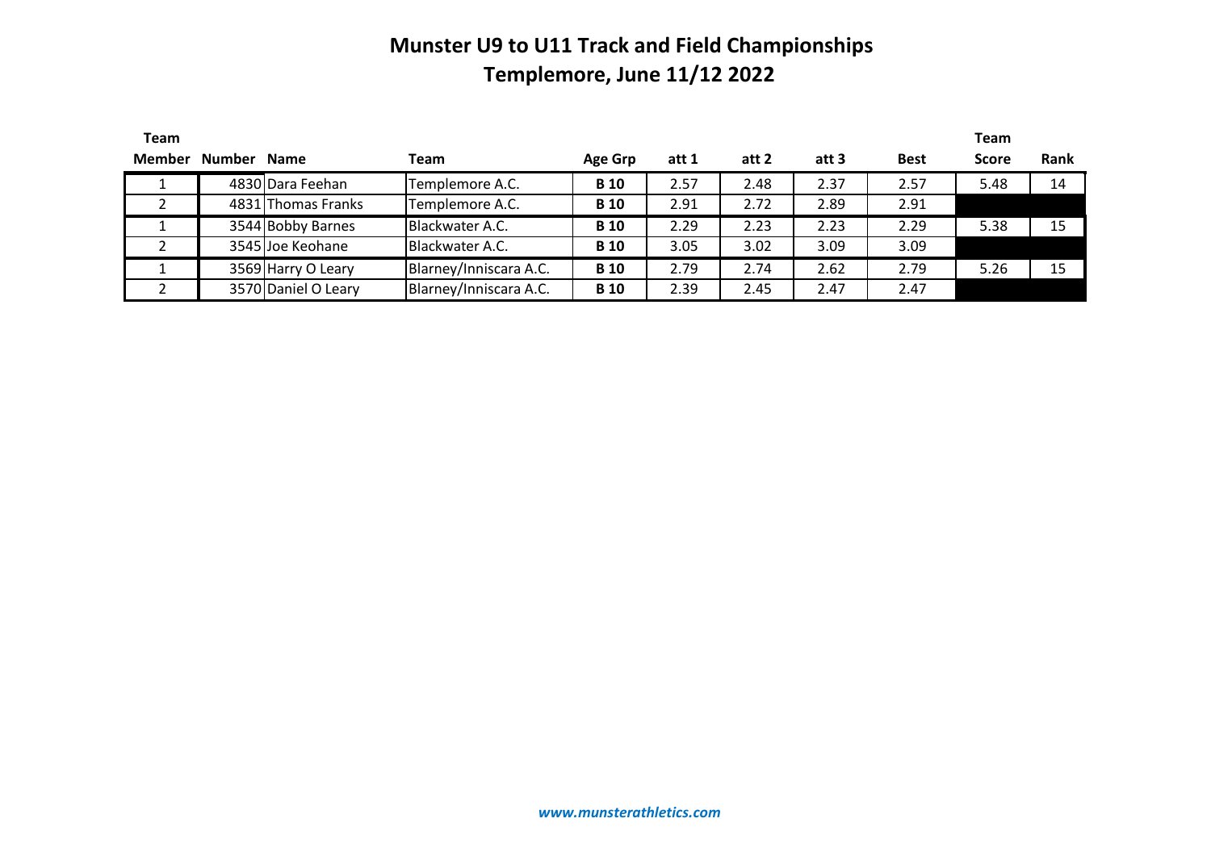# Munster U9 to U11 Track and Field Championships

## Templemore, June 11/12 2022

| Team Member | Number | Name | Team | Age Grp | att 1 | att 2 | att 3 | Best | Team Score | Rank |
|---|---|---|---|---|---|---|---|---|---|---|
| 1 | 4830 | Dara Feehan | Templemore A.C. | **B 10** | 2.57 | 2.48 | 2.37 | 2.57 | 5.48 | 14 |
| 2 | 4831 | Thomas Franks | Templemore A.C. | **B 10** | 2.91 | 2.72 | 2.89 | 2.91 | | |
| 1 | 3544 | Bobby Barnes | Blackwater A.C. | **B 10** | 2.29 | 2.23 | 2.23 | 2.29 | 5.38 | 15 |
| 2 | 3545 | Joe Keohane | Blackwater A.C. | **B 10** | 3.05 | 3.02 | 3.09 | 3.09 | | |
| 1 | 3569 | Harry O Leary | Blarney/Inniscara A.C. | **B 10** | 2.79 | 2.74 | 2.62 | 2.79 | 5.26 | 15 |
| 2 | 3570 | Daniel O Leary | Blarney/Inniscara A.C. | **B 10** | 2.39 | 2.45 | 2.47 | 2.47 | | |

*www.munsterathletics.com*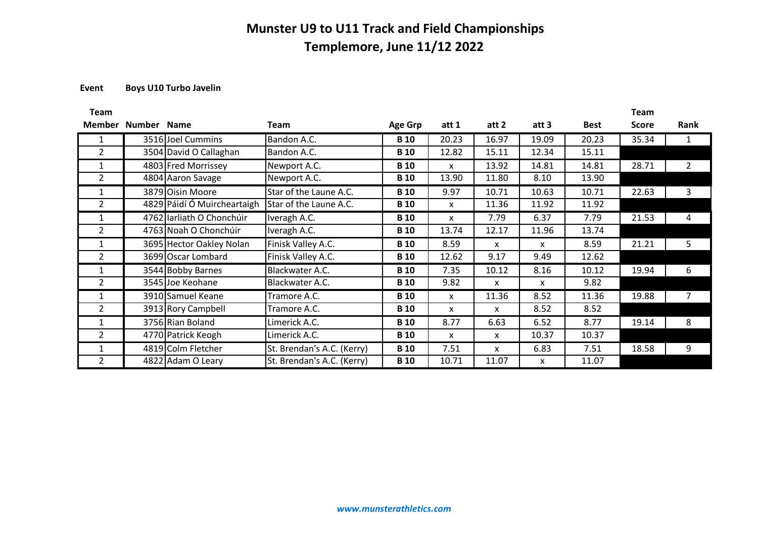# Munster U9 to U11 Track and Field Championships

# Templemore, June 11/12 2022

**Event** **Boys U10 Turbo Javelin**

| Team Member | Number | Name | Team | Age Grp | att 1 | att 2 | att 3 | Best | Team Score | Rank |
|---|---|---|---|---|---|---|---|---|---|---|
| 1 | 3516 | Joel Cummins | Bandon A.C. | **B 10** | 20.23 | 16.97 | 19.09 | 20.23 | 35.34 | 1 |
| 2 | 3504 | David O Callaghan | Bandon A.C. | **B 10** | 12.82 | 15.11 | 12.34 | 15.11 | | |
| 1 | 4803 | Fred Morrissey | Newport A.C. | **B 10** | x | 13.92 | 14.81 | 14.81 | 28.71 | 2 |
| 2 | 4804 | Aaron Savage | Newport A.C. | **B 10** | 13.90 | 11.80 | 8.10 | 13.90 | | |
| 1 | 3879 | Oisin Moore | Star of the Laune A.C. | **B 10** | 9.97 | 10.71 | 10.63 | 10.71 | 22.63 | 3 |
| 2 | 4829 | Páidí Ó Muircheartaigh | Star of the Laune A.C. | **B 10** | x | 11.36 | 11.92 | 11.92 | | |
| 1 | 4762 | Iarliath O Chonchúir | Iveragh A.C. | **B 10** | x | 7.79 | 6.37 | 7.79 | 21.53 | 4 |
| 2 | 4763 | Noah O Chonchúir | Iveragh A.C. | **B 10** | 13.74 | 12.17 | 11.96 | 13.74 | | |
| 1 | 3695 | Hector Oakley Nolan | Finisk Valley A.C. | **B 10** | 8.59 | x | x | 8.59 | 21.21 | 5 |
| 2 | 3699 | Oscar Lombard | Finisk Valley A.C. | **B 10** | 12.62 | 9.17 | 9.49 | 12.62 | | |
| 1 | 3544 | Bobby Barnes | Blackwater A.C. | **B 10** | 7.35 | 10.12 | 8.16 | 10.12 | 19.94 | 6 |
| 2 | 3545 | Joe Keohane | Blackwater A.C. | **B 10** | 9.82 | x | x | 9.82 | | |
| 1 | 3910 | Samuel Keane | Tramore A.C. | **B 10** | x | 11.36 | 8.52 | 11.36 | 19.88 | 7 |
| 2 | 3913 | Rory Campbell | Tramore A.C. | **B 10** | x | x | 8.52 | 8.52 | | |
| 1 | 3756 | Rian Boland | Limerick A.C. | **B 10** | 8.77 | 6.63 | 6.52 | 8.77 | 19.14 | 8 |
| 2 | 4770 | Patrick Keogh | Limerick A.C. | **B 10** | x | x | 10.37 | 10.37 | | |
| 1 | 4819 | Colm Fletcher | St. Brendan's A.C. (Kerry) | **B 10** | 7.51 | x | 6.83 | 7.51 | 18.58 | 9 |
| 2 | 4822 | Adam O Leary | St. Brendan's A.C. (Kerry) | **B 10** | 10.71 | 11.07 | x | 11.07 | | |

*www.munsterathletics.com*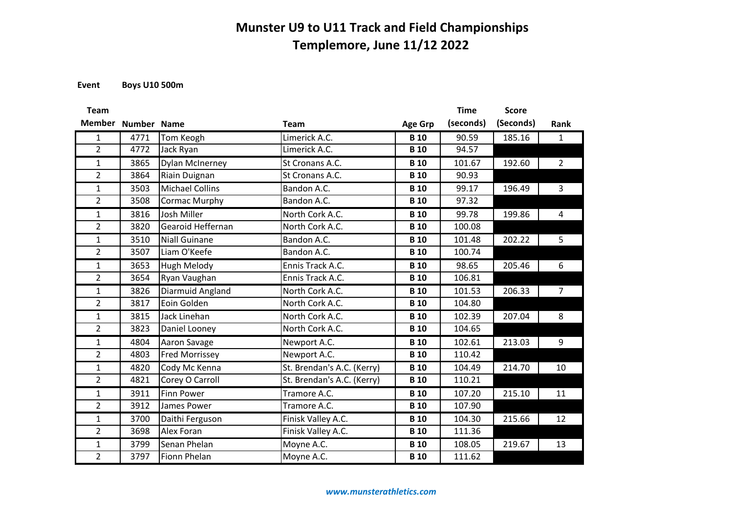# Munster U9 to U11 Track and Field Championships
## Templemore, June 11/12 2022

**Event** **Boys U10 500m**

| Team Member | Number | Name | Team | Age Grp | Time (seconds) | Score (Seconds) | Rank |
|---|---|---|---|---|---|---|---|
| 1 | 4771 | Tom Keogh | Limerick A.C. | **B 10** | 90.59 | 185.16 | 1 |
| 2 | 4772 | Jack Ryan | Limerick A.C. | **B 10** | 94.57 | | |
| 1 | 3865 | Dylan McInerney | St Cronans A.C. | **B 10** | 101.67 | 192.60 | 2 |
| 2 | 3864 | Riain Duignan | St Cronans A.C. | **B 10** | 90.93 | | |
| 1 | 3503 | Michael Collins | Bandon A.C. | **B 10** | 99.17 | 196.49 | 3 |
| 2 | 3508 | Cormac Murphy | Bandon A.C. | **B 10** | 97.32 | | |
| 1 | 3816 | Josh Miller | North Cork A.C. | **B 10** | 99.78 | 199.86 | 4 |
| 2 | 3820 | Gearoid Heffernan | North Cork A.C. | **B 10** | 100.08 | | |
| 1 | 3510 | Niall Guinane | Bandon A.C. | **B 10** | 101.48 | 202.22 | 5 |
| 2 | 3507 | Liam O'Keefe | Bandon A.C. | **B 10** | 100.74 | | |
| 1 | 3653 | Hugh Melody | Ennis Track A.C. | **B 10** | 98.65 | 205.46 | 6 |
| 2 | 3654 | Ryan Vaughan | Ennis Track A.C. | **B 10** | 106.81 | | |
| 1 | 3826 | Diarmuid Angland | North Cork A.C. | **B 10** | 101.53 | 206.33 | 7 |
| 2 | 3817 | Eoin Golden | North Cork A.C. | **B 10** | 104.80 | | |
| 1 | 3815 | Jack Linehan | North Cork A.C. | **B 10** | 102.39 | 207.04 | 8 |
| 2 | 3823 | Daniel Looney | North Cork A.C. | **B 10** | 104.65 | | |
| 1 | 4804 | Aaron Savage | Newport A.C. | **B 10** | 102.61 | 213.03 | 9 |
| 2 | 4803 | Fred Morrissey | Newport A.C. | **B 10** | 110.42 | | |
| 1 | 4820 | Cody Mc Kenna | St. Brendan's A.C. (Kerry) | **B 10** | 104.49 | 214.70 | 10 |
| 2 | 4821 | Corey O Carroll | St. Brendan's A.C. (Kerry) | **B 10** | 110.21 | | |
| 1 | 3911 | Finn Power | Tramore A.C. | **B 10** | 107.20 | 215.10 | 11 |
| 2 | 3912 | James Power | Tramore A.C. | **B 10** | 107.90 | | |
| 1 | 3700 | Daithi Ferguson | Finisk Valley A.C. | **B 10** | 104.30 | 215.66 | 12 |
| 2 | 3698 | Alex Foran | Finisk Valley A.C. | **B 10** | 111.36 | | |
| 1 | 3799 | Senan Phelan | Moyne A.C. | **B 10** | 108.05 | 219.67 | 13 |
| 2 | 3797 | Fionn Phelan | Moyne A.C. | **B 10** | 111.62 | | |

*www.munsterathletics.com*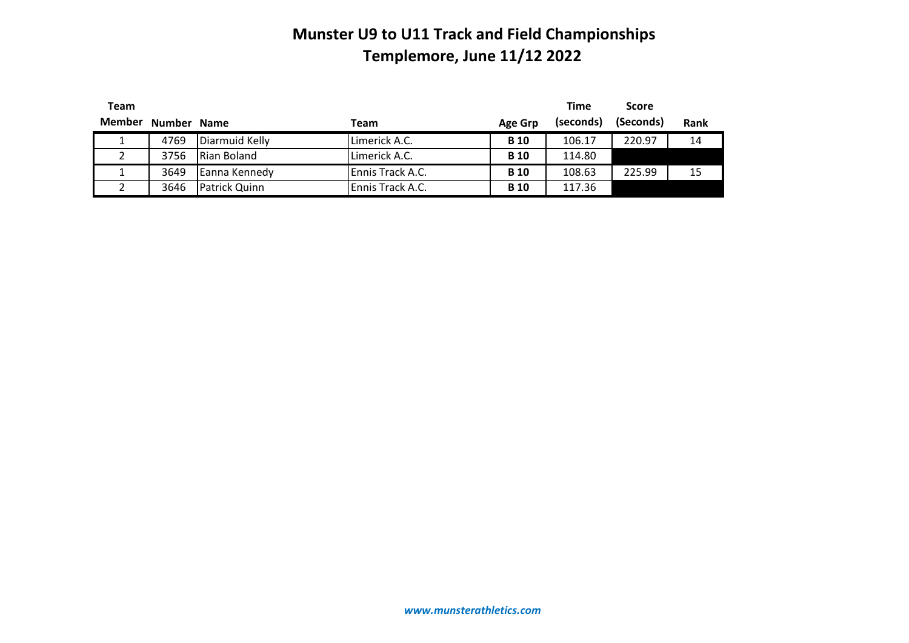# Munster U9 to U11 Track and Field Championships
# Templemore, June 11/12 2022

| Team Member | Number | Name | Team | Age Grp | Time (seconds) | Score (Seconds) | Rank |
|---|---|---|---|---|---|---|---|
| 1 | 4769 | Diarmuid Kelly | Limerick A.C. | **B 10** | 106.17 | 220.97 | 14 |
| 2 | 3756 | Rian Boland | Limerick A.C. | **B 10** | 114.80 | | |
| 1 | 3649 | Eanna Kennedy | Ennis Track A.C. | **B 10** | 108.63 | 225.99 | 15 |
| 2 | 3646 | Patrick Quinn | Ennis Track A.C. | **B 10** | 117.36 | | |

*www.munsterathletics.com*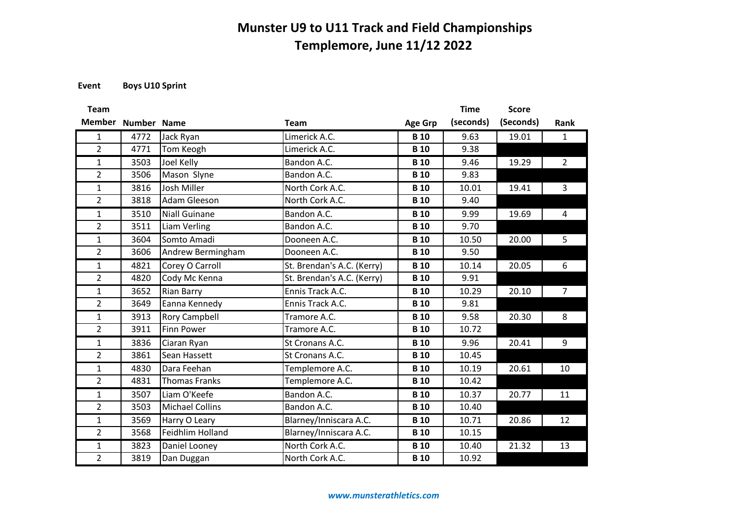# Munster U9 to U11 Track and Field Championships
## Templemore, June 11/12 2022

**Event** **Boys U10 Sprint**

| Team Member | Number | Name | Team | Age Grp | Time (seconds) | Score (Seconds) | Rank |
|---|---|---|---|---|---|---|---|
| 1 | 4772 | Jack Ryan | Limerick A.C. | **B 10** | 9.63 | 19.01 | 1 |
| 2 | 4771 | Tom Keogh | Limerick A.C. | **B 10** | 9.38 | | |
| 1 | 3503 | Joel Kelly | Bandon A.C. | **B 10** | 9.46 | 19.29 | 2 |
| 2 | 3506 | Mason Slyne | Bandon A.C. | **B 10** | 9.83 | | |
| 1 | 3816 | Josh Miller | North Cork A.C. | **B 10** | 10.01 | 19.41 | 3 |
| 2 | 3818 | Adam Gleeson | North Cork A.C. | **B 10** | 9.40 | | |
| 1 | 3510 | Niall Guinane | Bandon A.C. | **B 10** | 9.99 | 19.69 | 4 |
| 2 | 3511 | Liam Verling | Bandon A.C. | **B 10** | 9.70 | | |
| 1 | 3604 | Somto Amadi | Dooneen A.C. | **B 10** | 10.50 | 20.00 | 5 |
| 2 | 3606 | Andrew Bermingham | Dooneen A.C. | **B 10** | 9.50 | | |
| 1 | 4821 | Corey O Carroll | St. Brendan's A.C. (Kerry) | **B 10** | 10.14 | 20.05 | 6 |
| 2 | 4820 | Cody Mc Kenna | St. Brendan's A.C. (Kerry) | **B 10** | 9.91 | | |
| 1 | 3652 | Rian Barry | Ennis Track A.C. | **B 10** | 10.29 | 20.10 | 7 |
| 2 | 3649 | Eanna Kennedy | Ennis Track A.C. | **B 10** | 9.81 | | |
| 1 | 3913 | Rory Campbell | Tramore A.C. | **B 10** | 9.58 | 20.30 | 8 |
| 2 | 3911 | Finn Power | Tramore A.C. | **B 10** | 10.72 | | |
| 1 | 3836 | Ciaran Ryan | St Cronans A.C. | **B 10** | 9.96 | 20.41 | 9 |
| 2 | 3861 | Sean Hassett | St Cronans A.C. | **B 10** | 10.45 | | |
| 1 | 4830 | Dara Feehan | Templemore A.C. | **B 10** | 10.19 | 20.61 | 10 |
| 2 | 4831 | Thomas Franks | Templemore A.C. | **B 10** | 10.42 | | |
| 1 | 3507 | Liam O'Keefe | Bandon A.C. | **B 10** | 10.37 | 20.77 | 11 |
| 2 | 3503 | Michael Collins | Bandon A.C. | **B 10** | 10.40 | | |
| 1 | 3569 | Harry O Leary | Blarney/Inniscara A.C. | **B 10** | 10.71 | 20.86 | 12 |
| 2 | 3568 | Feidhlim Holland | Blarney/Inniscara A.C. | **B 10** | 10.15 | | |
| 1 | 3823 | Daniel Looney | North Cork A.C. | **B 10** | 10.40 | 21.32 | 13 |
| 2 | 3819 | Dan Duggan | North Cork A.C. | **B 10** | 10.92 | | |

*www.munsterathletics.com*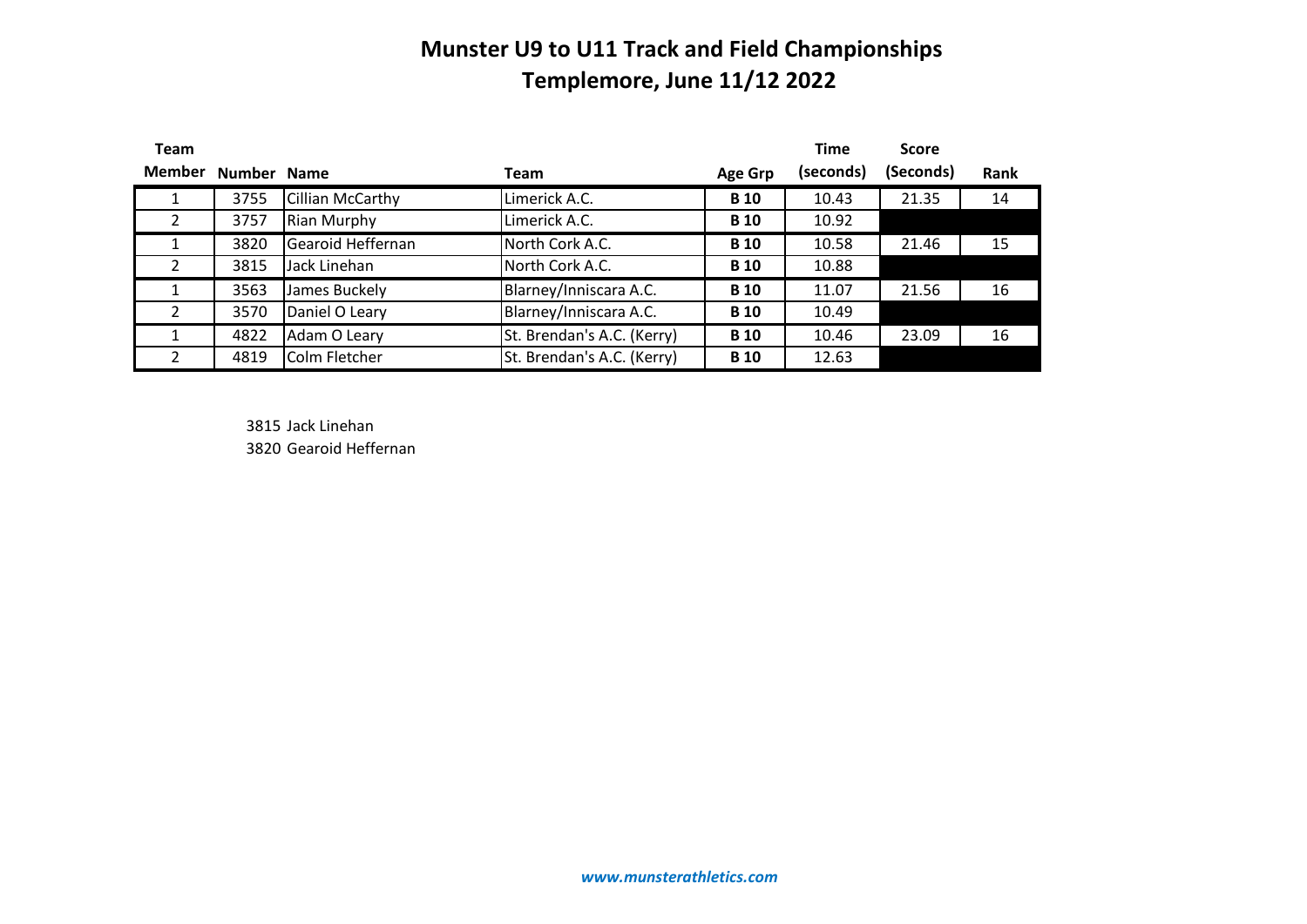# Munster U9 to U11 Track and Field Championships

## Templemore, June 11/12 2022

| Team Member | Number | Name | Team | Age Grp | Time (seconds) | Score (Seconds) | Rank |
|---|---|---|---|---|---|---|---|
| 1 | 3755 | Cillian McCarthy | Limerick A.C. | **B 10** | 10.43 | 21.35 | 14 |
| 2 | 3757 | Rian Murphy | Limerick A.C. | **B 10** | 10.92 | | |
| 1 | 3820 | Gearoid Heffernan | North Cork A.C. | **B 10** | 10.58 | 21.46 | 15 |
| 2 | 3815 | Jack Linehan | North Cork A.C. | **B 10** | 10.88 | | |
| 1 | 3563 | James Buckely | Blarney/Inniscara A.C. | **B 10** | 11.07 | 21.56 | 16 |
| 2 | 3570 | Daniel O Leary | Blarney/Inniscara A.C. | **B 10** | 10.49 | | |
| 1 | 4822 | Adam O Leary | St. Brendan's A.C. (Kerry) | **B 10** | 10.46 | 23.09 | 16 |
| 2 | 4819 | Colm Fletcher | St. Brendan's A.C. (Kerry) | **B 10** | 12.63 | | |

3815 Jack Linehan
3820 Gearoid Heffernan

*www.munsterathletics.com*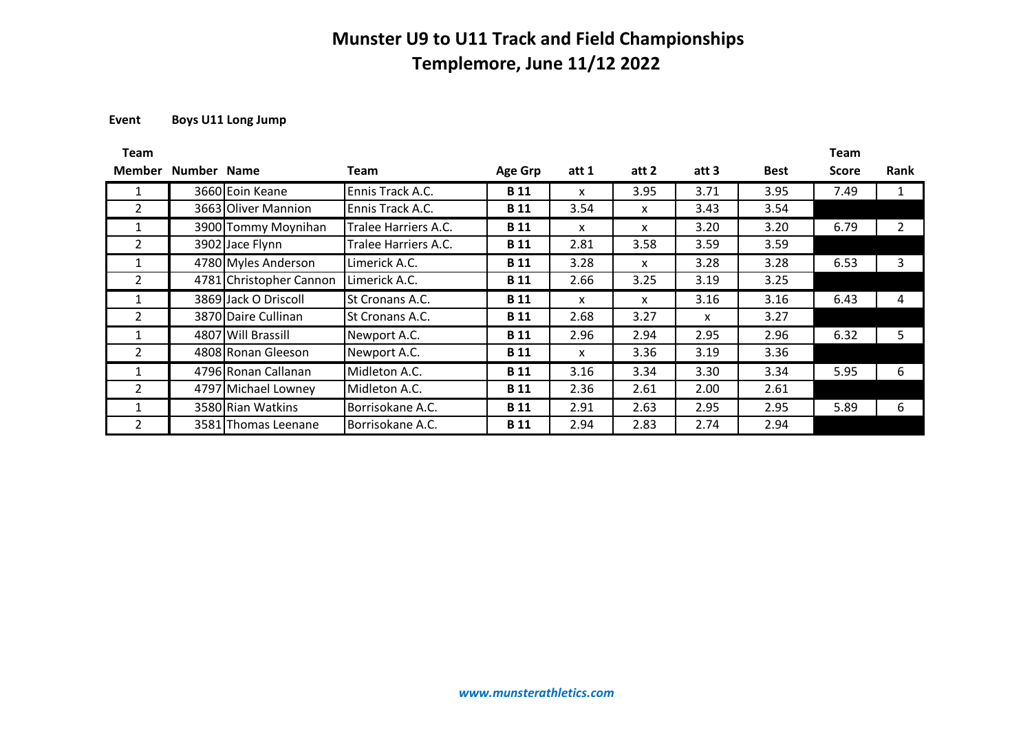# Munster U9 to U11 Track and Field Championships
# Templemore, June 11/12 2022

**Event** **Boys U11 Long Jump**

| Team Member | Number | Name | Team | Age Grp | att 1 | att 2 | att 3 | Best | Team Score | Rank |
|---|---|---|---|---|---|---|---|---|---|---|
| 1 | 3660 | Eoin Keane | Ennis Track A.C. | **B 11** | x | 3.95 | 3.71 | 3.95 | 7.49 | 1 |
| 2 | 3663 | Oliver Mannion | Ennis Track A.C. | **B 11** | 3.54 | x | 3.43 | 3.54 | | |
| 1 | 3900 | Tommy Moynihan | Tralee Harriers A.C. | **B 11** | x | x | 3.20 | 3.20 | 6.79 | 2 |
| 2 | 3902 | Jace Flynn | Tralee Harriers A.C. | **B 11** | 2.81 | 3.58 | 3.59 | 3.59 | | |
| 1 | 4780 | Myles Anderson | Limerick A.C. | **B 11** | 3.28 | x | 3.28 | 3.28 | 6.53 | 3 |
| 2 | 4781 | Christopher Cannon | Limerick A.C. | **B 11** | 2.66 | 3.25 | 3.19 | 3.25 | | |
| 1 | 3869 | Jack O Driscoll | St Cronans A.C. | **B 11** | x | x | 3.16 | 3.16 | 6.43 | 4 |
| 2 | 3870 | Daire Cullinan | St Cronans A.C. | **B 11** | 2.68 | 3.27 | x | 3.27 | | |
| 1 | 4807 | Will Brassill | Newport A.C. | **B 11** | 2.96 | 2.94 | 2.95 | 2.96 | 6.32 | 5 |
| 2 | 4808 | Ronan Gleeson | Newport A.C. | **B 11** | x | 3.36 | 3.19 | 3.36 | | |
| 1 | 4796 | Ronan Callanan | Midleton A.C. | **B 11** | 3.16 | 3.34 | 3.30 | 3.34 | 5.95 | 6 |
| 2 | 4797 | Michael Lowney | Midleton A.C. | **B 11** | 2.36 | 2.61 | 2.00 | 2.61 | | |
| 1 | 3580 | Rian Watkins | Borrisokane A.C. | **B 11** | 2.91 | 2.63 | 2.95 | 2.95 | 5.89 | 6 |
| 2 | 3581 | Thomas Leenane | Borrisokane A.C. | **B 11** | 2.94 | 2.83 | 2.74 | 2.94 | | |

*www.munsterathletics.com*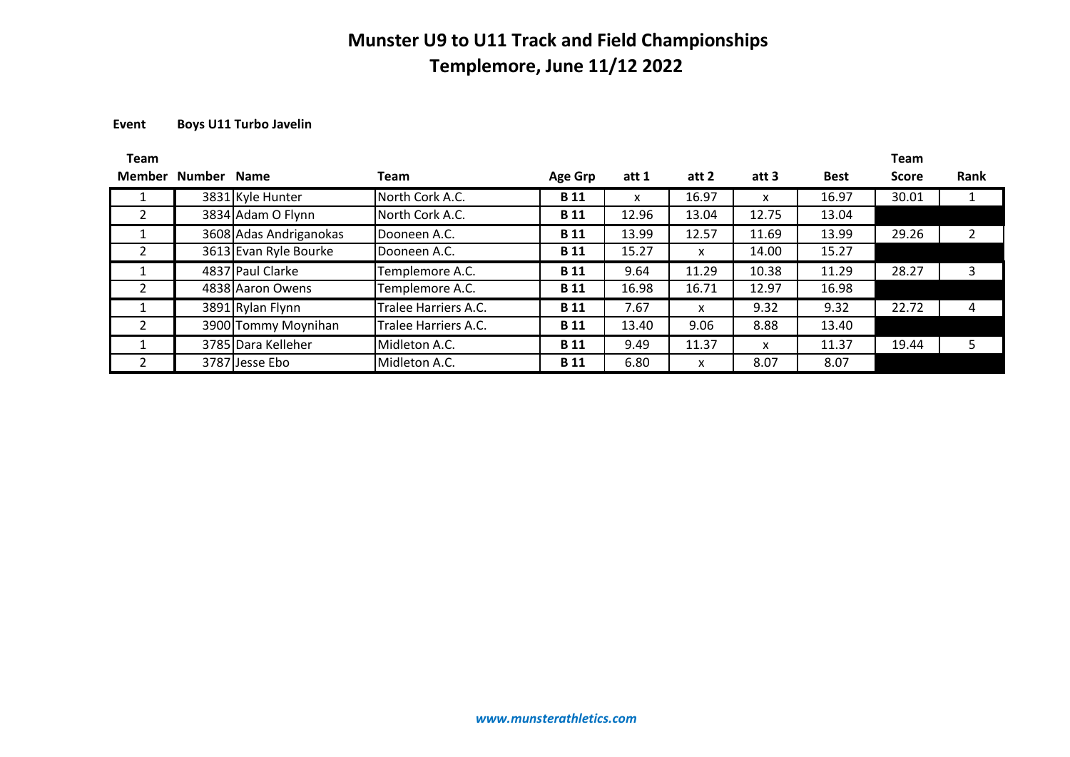# Munster U9 to U11 Track and Field Championships
## Templemore, June 11/12 2022

**Event** **Boys U11 Turbo Javelin**

| Team Member | Number | Name | Team | Age Grp | att 1 | att 2 | att 3 | Best | Team Score | Rank |
|---|---|---|---|---|---|---|---|---|---|---|
| 1 | 3831 | Kyle Hunter | North Cork A.C. | **B 11** | x | 16.97 | x | 16.97 | 30.01 | 1 |
| 2 | 3834 | Adam O Flynn | North Cork A.C. | **B 11** | 12.96 | 13.04 | 12.75 | 13.04 | | |
| 1 | 3608 | Adas Andriganokas | Dooneen A.C. | **B 11** | 13.99 | 12.57 | 11.69 | 13.99 | 29.26 | 2 |
| 2 | 3613 | Evan Ryle Bourke | Dooneen A.C. | **B 11** | 15.27 | x | 14.00 | 15.27 | | |
| 1 | 4837 | Paul Clarke | Templemore A.C. | **B 11** | 9.64 | 11.29 | 10.38 | 11.29 | 28.27 | 3 |
| 2 | 4838 | Aaron Owens | Templemore A.C. | **B 11** | 16.98 | 16.71 | 12.97 | 16.98 | | |
| 1 | 3891 | Rylan Flynn | Tralee Harriers A.C. | **B 11** | 7.67 | x | 9.32 | 9.32 | 22.72 | 4 |
| 2 | 3900 | Tommy Moynihan | Tralee Harriers A.C. | **B 11** | 13.40 | 9.06 | 8.88 | 13.40 | | |
| 1 | 3785 | Dara Kelleher | Midleton A.C. | **B 11** | 9.49 | 11.37 | x | 11.37 | 19.44 | 5 |
| 2 | 3787 | Jesse Ebo | Midleton A.C. | **B 11** | 6.80 | x | 8.07 | 8.07 | | |

*www.munsterathletics.com*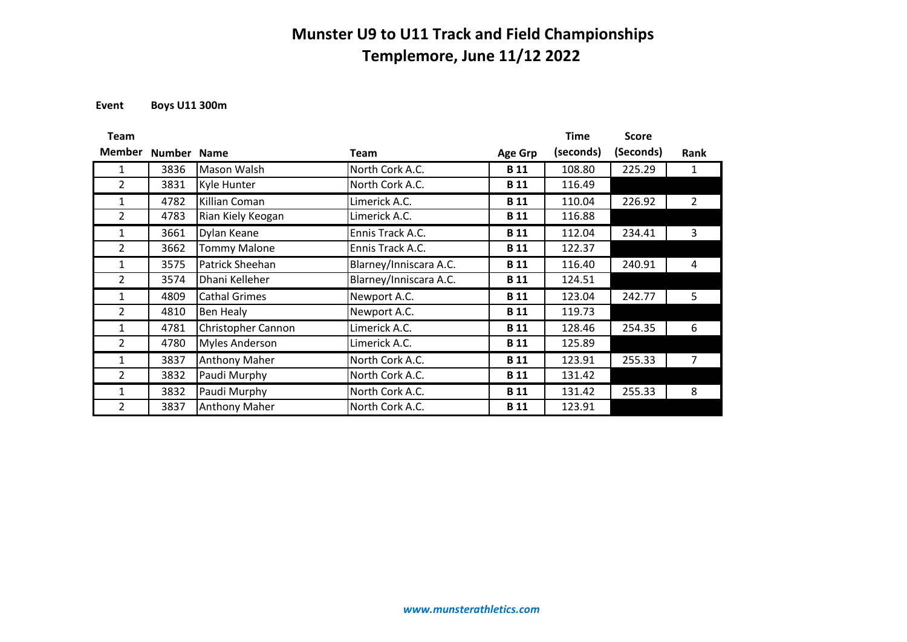# Munster U9 to U11 Track and Field Championships

## Templemore, June 11/12 2022

**Event** **Boys U11 300m**

| Team Member | Number | Name | Team | Age Grp | Time (seconds) | Score (Seconds) | Rank |
|---|---|---|---|---|---|---|---|
| 1 | 3836 | Mason Walsh | North Cork A.C. | **B 11** | 108.80 | 225.29 | 1 |
| 2 | 3831 | Kyle Hunter | North Cork A.C. | **B 11** | 116.49 | | |
| 1 | 4782 | Killian Coman | Limerick A.C. | **B 11** | 110.04 | 226.92 | 2 |
| 2 | 4783 | Rian Kiely Keogan | Limerick A.C. | **B 11** | 116.88 | | |
| 1 | 3661 | Dylan Keane | Ennis Track A.C. | **B 11** | 112.04 | 234.41 | 3 |
| 2 | 3662 | Tommy Malone | Ennis Track A.C. | **B 11** | 122.37 | | |
| 1 | 3575 | Patrick Sheehan | Blarney/Inniscara A.C. | **B 11** | 116.40 | 240.91 | 4 |
| 2 | 3574 | Dhani Kelleher | Blarney/Inniscara A.C. | **B 11** | 124.51 | | |
| 1 | 4809 | Cathal Grimes | Newport A.C. | **B 11** | 123.04 | 242.77 | 5 |
| 2 | 4810 | Ben Healy | Newport A.C. | **B 11** | 119.73 | | |
| 1 | 4781 | Christopher Cannon | Limerick A.C. | **B 11** | 128.46 | 254.35 | 6 |
| 2 | 4780 | Myles Anderson | Limerick A.C. | **B 11** | 125.89 | | |
| 1 | 3837 | Anthony Maher | North Cork A.C. | **B 11** | 123.91 | 255.33 | 7 |
| 2 | 3832 | Paudi Murphy | North Cork A.C. | **B 11** | 131.42 | | |
| 1 | 3832 | Paudi Murphy | North Cork A.C. | **B 11** | 131.42 | 255.33 | 8 |
| 2 | 3837 | Anthony Maher | North Cork A.C. | **B 11** | 123.91 | | |

*www.munsterathletics.com*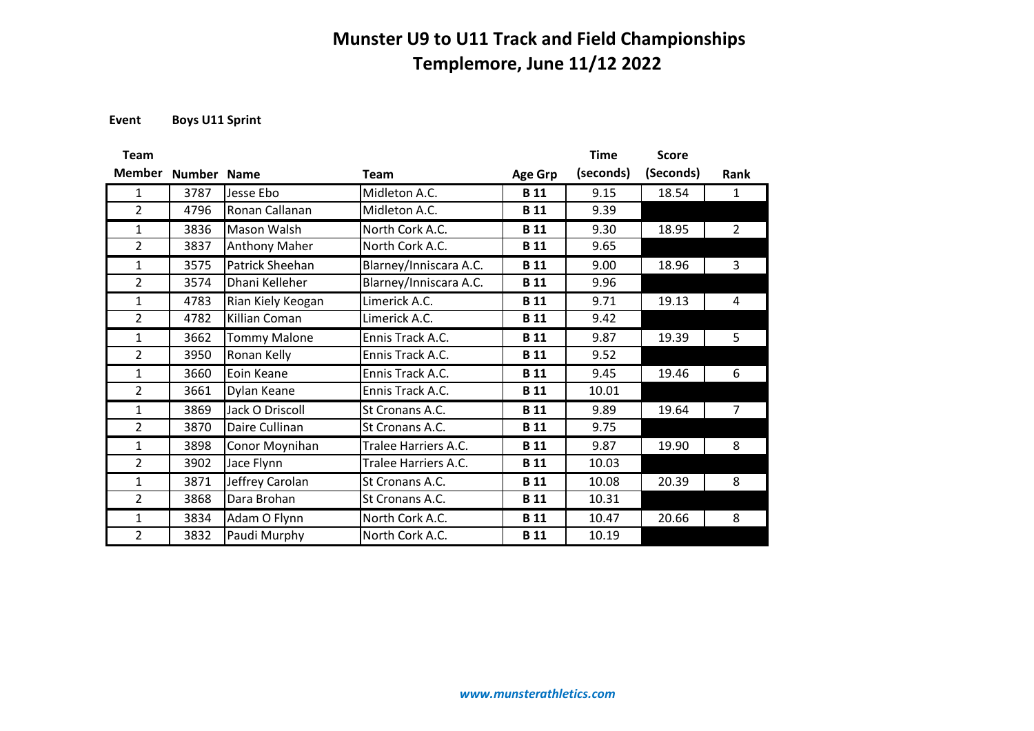# Munster U9 to U11 Track and Field Championships
## Templemore, June 11/12 2022

**Event** **Boys U11 Sprint**

| Team Member | Number | Name | Team | Age Grp | Time (seconds) | Score (Seconds) | Rank |
|---|---|---|---|---|---|---|---|
| 1 | 3787 | Jesse Ebo | Midleton A.C. | **B 11** | 9.15 | 18.54 | 1 |
| 2 | 4796 | Ronan Callanan | Midleton A.C. | **B 11** | 9.39 | | |
| 1 | 3836 | Mason Walsh | North Cork A.C. | **B 11** | 9.30 | 18.95 | 2 |
| 2 | 3837 | Anthony Maher | North Cork A.C. | **B 11** | 9.65 | | |
| 1 | 3575 | Patrick Sheehan | Blarney/Inniscara A.C. | **B 11** | 9.00 | 18.96 | 3 |
| 2 | 3574 | Dhani Kelleher | Blarney/Inniscara A.C. | **B 11** | 9.96 | | |
| 1 | 4783 | Rian Kiely Keogan | Limerick A.C. | **B 11** | 9.71 | 19.13 | 4 |
| 2 | 4782 | Killian Coman | Limerick A.C. | **B 11** | 9.42 | | |
| 1 | 3662 | Tommy Malone | Ennis Track A.C. | **B 11** | 9.87 | 19.39 | 5 |
| 2 | 3950 | Ronan Kelly | Ennis Track A.C. | **B 11** | 9.52 | | |
| 1 | 3660 | Eoin Keane | Ennis Track A.C. | **B 11** | 9.45 | 19.46 | 6 |
| 2 | 3661 | Dylan Keane | Ennis Track A.C. | **B 11** | 10.01 | | |
| 1 | 3869 | Jack O Driscoll | St Cronans A.C. | **B 11** | 9.89 | 19.64 | 7 |
| 2 | 3870 | Daire Cullinan | St Cronans A.C. | **B 11** | 9.75 | | |
| 1 | 3898 | Conor Moynihan | Tralee Harriers A.C. | **B 11** | 9.87 | 19.90 | 8 |
| 2 | 3902 | Jace Flynn | Tralee Harriers A.C. | **B 11** | 10.03 | | |
| 1 | 3871 | Jeffrey Carolan | St Cronans A.C. | **B 11** | 10.08 | 20.39 | 8 |
| 2 | 3868 | Dara Brohan | St Cronans A.C. | **B 11** | 10.31 | | |
| 1 | 3834 | Adam O Flynn | North Cork A.C. | **B 11** | 10.47 | 20.66 | 8 |
| 2 | 3832 | Paudi Murphy | North Cork A.C. | **B 11** | 10.19 | | |

*www.munsterathletics.com*